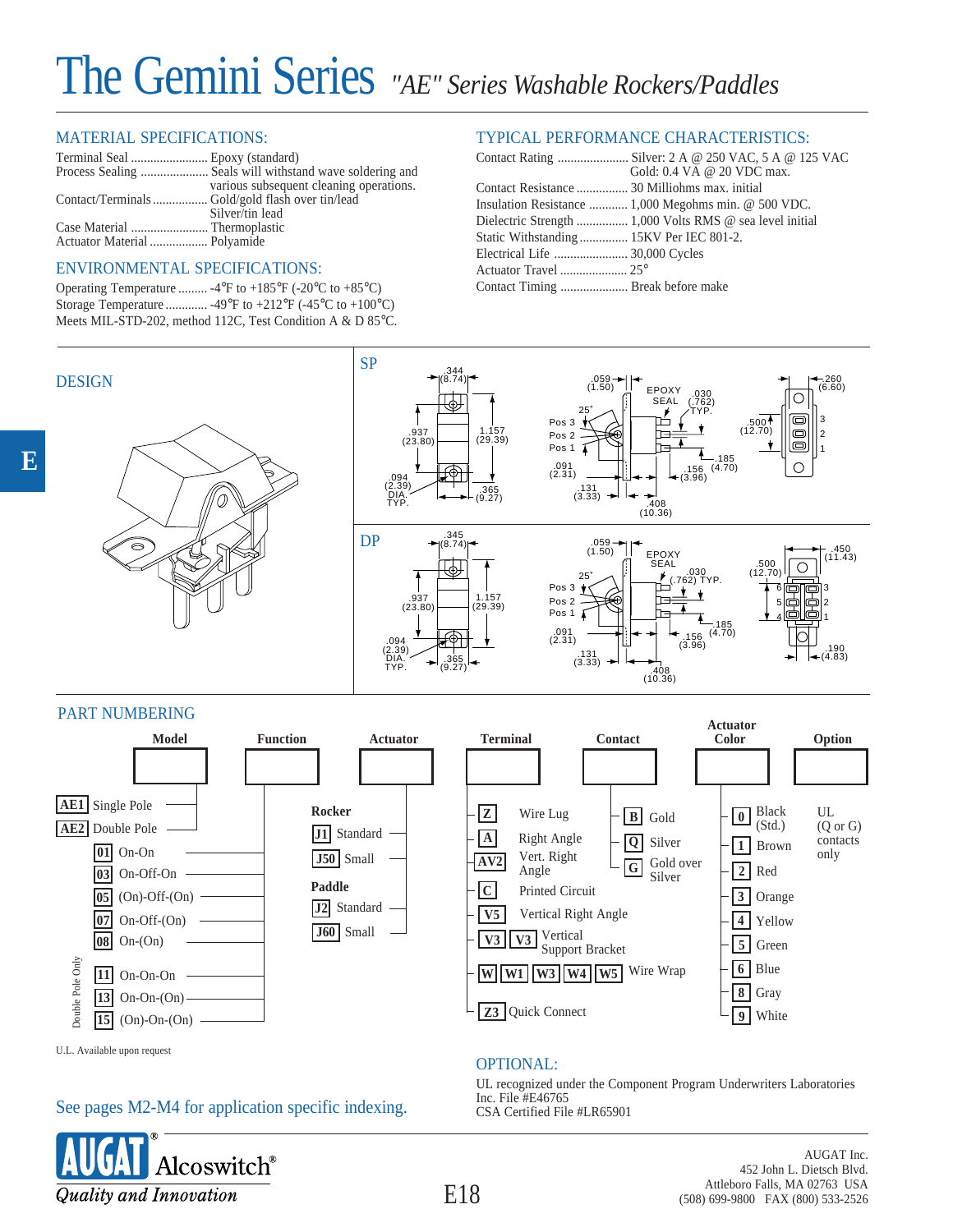# The Gemini Series *"AE" Series Washable Rockers/Paddles*

## MATERIAL SPECIFICATIONS:

| | |
|---|---|
| Terminal Seal | Epoxy (standard) |
| Process Sealing | Seals will withstand wave soldering and various subsequent cleaning operations. |
| Contact/Terminals | Gold/gold flash over tin/lead Silver/tin lead |
| Case Material | Thermoplastic |
| Actuator Material | Polyamide |

## ENVIRONMENTAL SPECIFICATIONS:

| | |
|---|---|
| Operating Temperature | -4°F to +185°F (-20°C to +85°C) |
| Storage Temperature | -49°F to +212°F (-45°C to +100°C) |

Meets MIL-STD-202, method 112C, Test Condition A & D 85°C.

## TYPICAL PERFORMANCE CHARACTERISTICS:

| | |
|---|---|
| Contact Rating | Silver: 2 A @ 250 VAC, 5 A @ 125 VAC Gold: 0.4 VA @ 20 VDC max. |
| Contact Resistance | 30 Milliohms max. initial |
| Insulation Resistance | 1,000 Megohms min. @ 500 VDC. |
| Dielectric Strength | 1,000 Volts RMS @ sea level initial |
| Static Withstanding | 15KV Per IEC 801-2. |
| Electrical Life | 30,000 Cycles |
| Actuator Travel | 25° |
| Contact Timing | Break before make |

## DESIGN

### SP

.344 (8.74); .937 (23.80); 1.157 (29.39); .094 (2.39) DIA. TYP.; .365 (9.27); .059 (1.50); EPOXY SEAL; .030 (.762) TYP.; 25°; Pos 3; Pos 2; Pos 1; .091 (2.31); .131 (3.33); .185 (4.70); .156 (3.96); .408 (10.36); .260 (6.60); .500 (12.70); 3; 2; 1

### DP

.345 (8.74); .937 (23.80); 1.157 (29.39); .094 (2.39) DIA. TYP.; .365 (9.27); .059 (1.50); EPOXY SEAL; .030 (.762) TYP.; 25°; Pos 3; Pos 2; Pos 1; .091 (2.31); .131 (3.33); .185 (4.70); .156 (3.96); .408 (10.36); .450 (11.43); .500 (12.70); 6; 5; 4; 3; 2; 1; .190 (4.83)

## PART NUMBERING

**Model** — **Function** — **Actuator** — **Terminal** — **Contact** — **Actuator Color** — **Option**

**Model**
- **AE1** Single Pole
- **AE2** Double Pole

**Function**
- **01** On-On
- **03** On-Off-On
- **05** (On)-Off-(On)
- **07** On-Off-(On)
- **08** On-(On)

Double Pole Only:
- **11** On-On-On
- **13** On-On-(On)
- **15** (On)-On-(On)

**Actuator**

Rocker
- **J1** Standard
- **J50** Small

Paddle
- **J2** Standard
- **J60** Small

**Terminal**
- **Z** Wire Lug
- **A** Right Angle
- **AV2** Vert. Right Angle
- **C** Printed Circuit
- **V5** Vertical Right Angle
- **V3** **V3** Vertical Support Bracket
- **W** **W1** **W3** **W4** **W5** Wire Wrap
- **Z3** Quick Connect

**Contact**
- **B** Gold
- **Q** Silver
- **G** Gold over Silver

**Actuator Color**
- **0** Black (Std.)
- **1** Brown
- **2** Red
- **3** Orange
- **4** Yellow
- **5** Green
- **6** Blue
- **8** Gray
- **9** White

**Option**

UL (Q or G) contacts only

U.L. Available upon request

See pages M2-M4 for application specific indexing.

## OPTIONAL:

UL recognized under the Component Program Underwriters Laboratories Inc. File #E46765
CSA Certified File #LR65901

AUGAT® Alcoswitch®
*Quality and Innovation*

AUGAT Inc.
452 John L. Dietsch Blvd.
Attleboro Falls, MA 02763 USA
(508) 699-9800 FAX (800) 533-2526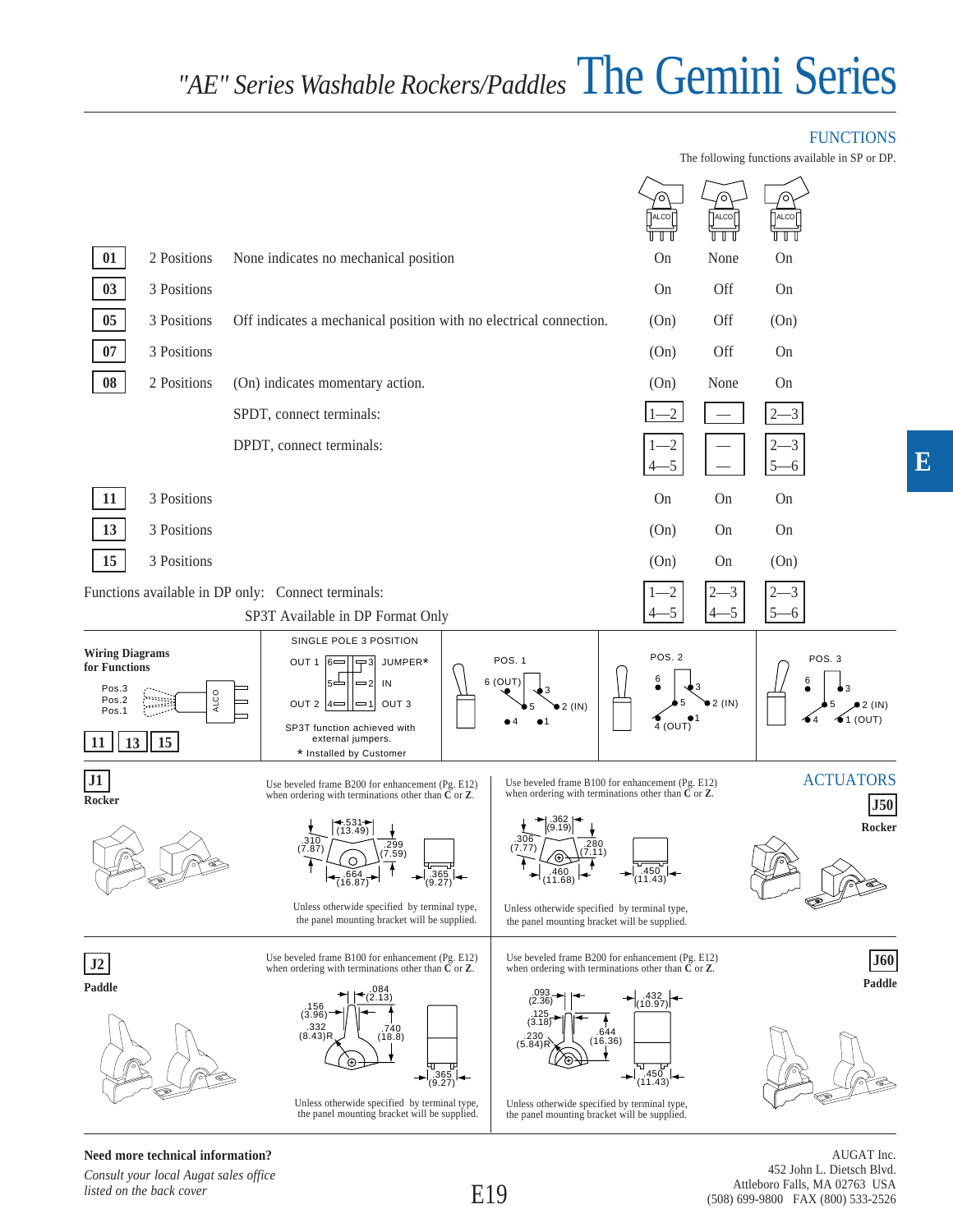# "AE" Series Washable Rockers/Paddles The Gemini Series

## FUNCTIONS

The following functions available in SP or DP.

| Code | Positions | Description | | | |
|---|---|---|---|---|---|
| 01 | 2 Positions | None indicates no mechanical position | On | None | On |
| 03 | 3 Positions | | On | Off | On |
| 05 | 3 Positions | Off indicates a mechanical position with no electrical connection. | (On) | Off | (On) |
| 07 | 3 Positions | | (On) | Off | On |
| 08 | 2 Positions | (On) indicates momentary action. | (On) | None | On |
| | | SPDT, connect terminals: | 1—2 | — | 2—3 |
| | | DPDT, connect terminals: | 1—2<br>4—5 | —<br>— | 2—3<br>5—6 |
| 11 | 3 Positions | | On | On | On |
| 13 | 3 Positions | | (On) | On | On |
| 15 | 3 Positions | | (On) | On | (On) |

Functions available in DP only: Connect terminals: | 1—2 4—5 | 2—3 4—5 | 2—3 5—6 |

SP3T Available in DP Format Only

**Wiring Diagrams for Functions**

Pos.3 Pos.2 Pos.1

11 13 15

SINGLE POLE 3 POSITION

OUT 1 6 3 JUMPER*
5 2 IN
OUT 2 4 1 OUT 3

SP3T function achieved with external jumpers.
* Installed by Customer

POS. 1: 6 (OUT), 3, 5, 2 (IN), 4, 1

POS. 2: 6, 3, 5, 2 (IN), 1, 4 (OUT)

POS. 3: 6, 3, 5, 2 (IN), 4, 1 (OUT)

## ACTUATORS

**J1**
**Rocker**

Use beveled frame B200 for enhancement (Pg. E12) when ordering with terminations other than **C** or **Z**.

.531 (13.49); .310 (7.87); .299 (7.59); .664 (16.87); .365 (9.27)

Unless otherwise specified by terminal type, the panel mounting bracket will be supplied.

**J50**
**Rocker**

Use beveled frame B100 for enhancement (Pg. E12) when ordering with terminations other than **C** or **Z**.

.362 (9.19); .306 (7.77); .280 (7.11); .460 (11.68); .450 (11.43)

Unless otherwise specified by terminal type, the panel mounting bracket will be supplied.

**J2**
**Paddle**

Use beveled frame B100 for enhancement (Pg. E12) when ordering with terminations other than **C** or **Z**.

.084 (2.13); .156 (3.96); .332 (8.43)R; .740 (18.8); .365 (9.27)

Unless otherwise specified by terminal type, the panel mounting bracket will be supplied.

**J60**
**Paddle**

Use beveled frame B200 for enhancement (Pg. E12) when ordering with terminations other than **C** or **Z**.

.093 (2.36); .432 (10.97); .125 (3.18); .230 (5.84)R; .644 (16.36); .450 (11.43)

Unless otherwise specified by terminal type, the panel mounting bracket will be supplied.

**Need more technical information?**

*Consult your local Augat sales office listed on the back cover*

AUGAT Inc.
452 John L. Dietsch Blvd.
Attleboro Falls, MA 02763 USA
(508) 699-9800 FAX (800) 533-2526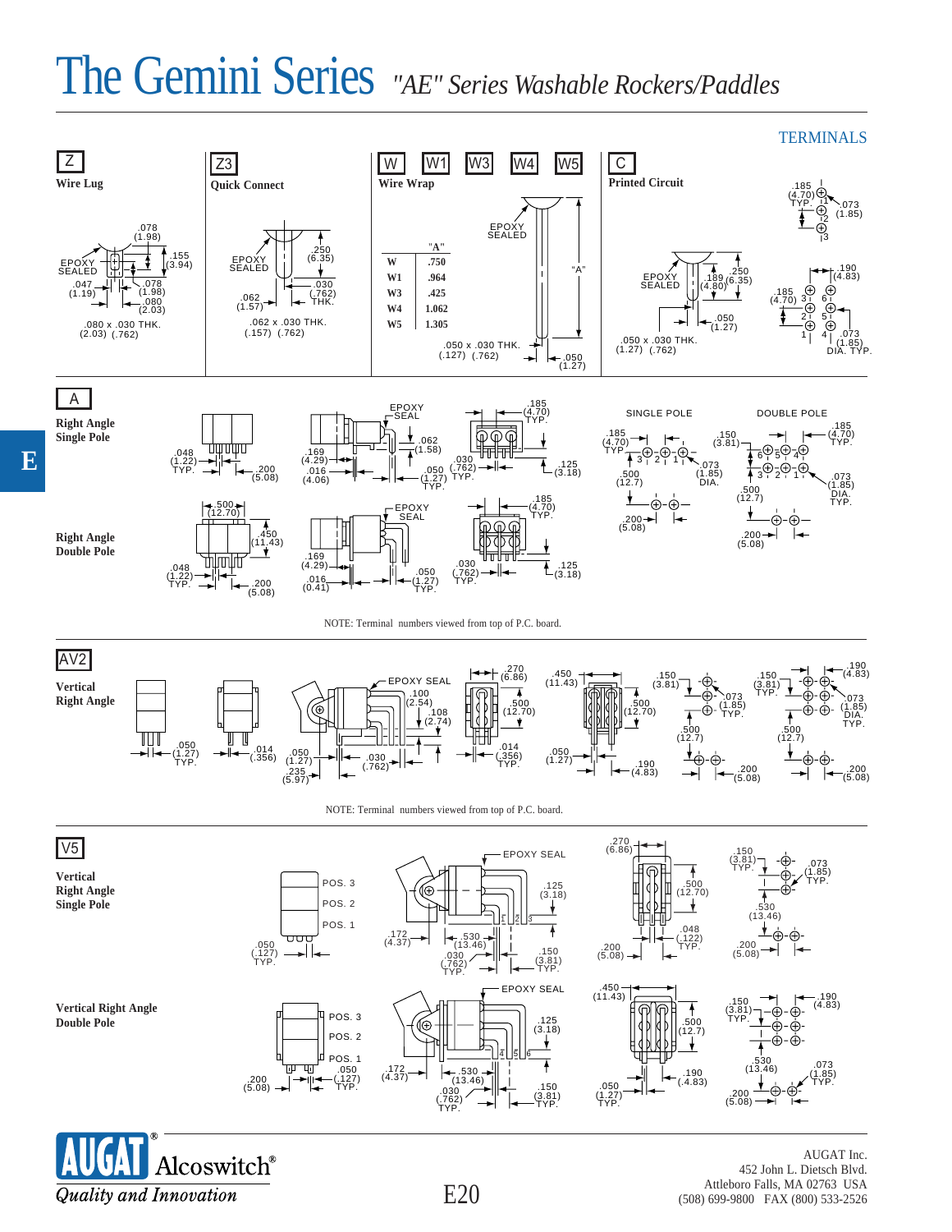# The Gemini Series *"AE" Series Washable Rockers/Paddles*

## TERMINALS

**Z**

**Wire Lug**

EPOXY SEALED

.078 (1.98)

.155 (3.94)

.047 (1.19)

.078 (1.98)

.080 (2.03)

.080 x .030 THK. (2.03) (.762)

**Z3**

**Quick Connect**

EPOXY SEALED

.250 (6.35)

.030 (.762) THK.

.062 (1.57)

.062 x .030 THK. (.157) (.762)

**W W1 W3 W4 W5**

**Wire Wrap**

| | "A" |
|---|---|
| W | .750 |
| W1 | .964 |
| W3 | .425 |
| W4 | 1.062 |
| W5 | 1.305 |

EPOXY SEALED

"A"

.050 x .030 THK. (.127) (.762)

.050 (1.27)

**C**

**Printed Circuit**

EPOXY SEALED

.189 (4.80)

.250 (6.35)

.050 (1.27)

.050 x .030 THK. (1.27) (.762)

.185 (4.70) TYP.

.073 (1.85)

.190 (4.83)

.185 (4.70)

.073 (1.85) DIA. TYP.

**A**

**Right Angle Single Pole**

.048 (1.22) TYP.

.200 (5.08)

EPOXY SEAL

.169 (4.29)

.062 (1.58)

.016 (4.06)

.050 (1.27) TYP.

.030 (.762) TYP.

.185 (4.70) TYP.

.125 (3.18)

SINGLE POLE

.185 (4.70) TYP.

.150 (3.81)

.073 (1.85) DIA.

.500 (12.7)

.200 (5.08)

DOUBLE POLE

.185 (4.70) TYP.

.073 (1.85) DIA. TYP.

.500 (12.7)

.200 (5.08)

**Right Angle Double Pole**

.500 (12.70)

.450 (11.43)

.048 (1.22) TYP.

.200 (5.08)

EPOXY SEAL

.169 (4.29)

.016 (0.41)

.050 (1.27) TYP.

.030 (.762) TYP.

.185 (4.70) TYP.

.125 (3.18)

NOTE: Terminal numbers viewed from top of P.C. board.

**AV2**

**Vertical Right Angle**

.050 (1.27) TYP.

.014 (.356)

EPOXY SEAL

.100 (2.54)

.108 (2.74)

.050 (1.27)

.235 (5.97)

.030 (.762)

.270 (6.86)

.500 (12.70)

.014 (.356) TYP.

.450 (11.43)

.500 (12.70)

.050 (1.27)

.190 (4.83)

.150 (3.81)

.073 (1.85) TYP.

.500 (12.7)

.200 (5.08)

.150 (3.81) TYP.

.190 (4.83)

.073 (1.85) DIA. TYP.

.500 (12.7)

.200 (5.08)

NOTE: Terminal numbers viewed from top of P.C. board.

**V5**

**Vertical Right Angle Single Pole**

POS. 3

POS. 2

POS. 1

.050 (.127) TYP.

EPOXY SEAL

.125 (3.18)

.172 (4.37)

.530 (13.46)

.030 (.762) TYP.

.150 (3.81) TYP.

.270 (6.86)

.500 (12.70)

.048 (.122) TYP.

.200 (5.08)

.150 (3.81) TYP.

.073 (1.85) TYP.

.530 (13.46)

.200 (5.08)

**Vertical Right Angle Double Pole**

POS. 3

POS. 2

POS. 1

.200 (5.08)

.050 (.127) TYP.

EPOXY SEAL

.125 (3.18)

.172 (4.37)

.530 (13.46)

.030 (.762) TYP.

.150 (3.81) TYP.

.450 (11.43)

.500 (12.7)

.050 (1.27) TYP.

.190 (4.83)

.150 (3.81) TYP.

.190 (4.83)

.530 (13.46)

.073 (1.85) TYP.

.200 (5.08)

AUGAT® Alcoswitch®

*Quality and Innovation*

AUGAT Inc.
452 John L. Dietsch Blvd.
Attleboro Falls, MA 02763 USA
(508) 699-9800 FAX (800) 533-2526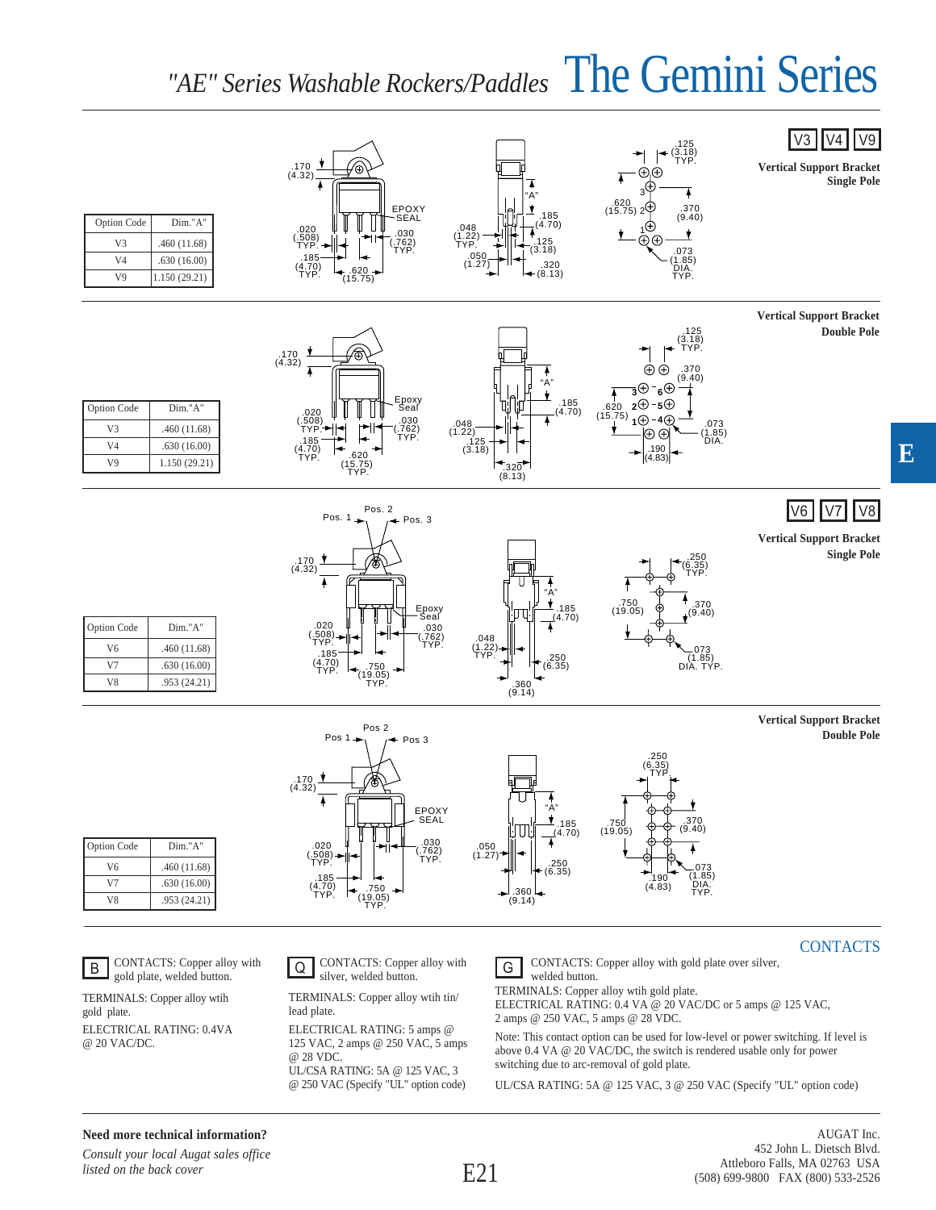# "AE" Series Washable Rockers/Paddles The Gemini Series

V3 V4 V9

**Vertical Support Bracket Single Pole**

| Option Code | Dim."A" |
|---|---|
| V3 | .460 (11.68) |
| V4 | .630 (16.00) |
| V9 | 1.150 (29.21) |

.170 (4.32)
EPOXY SEAL
.020 (.508) TYP.
.030 (.762) TYP.
.185 (4.70) TYP.
.620 (15.75)
"A"
.185 (4.70)
.048 (1.22) TYP.
.125 (3.18)
.050 (1.27)
.320 (8.13)
.125 (3.18) TYP.
.620 (15.75)
.370 (9.40)
.073 (1.85) DIA. TYP.

**Vertical Support Bracket Double Pole**

| Option Code | Dim."A" |
|---|---|
| V3 | .460 (11.68) |
| V4 | .630 (16.00) |
| V9 | 1.150 (29.21) |

.170 (4.32)
Epoxy Seal
.020 (.508) TYP.
.030 (.762) TYP.
.185 (4.70) TYP.
.620 (15.75) TYP.
"A"
.185 (4.70)
.048 (1.22)
.125 (3.18)
.320 (8.13)
.125 (3.18) TYP.
.370 (9.40)
.620 (15.75)
.073 (1.85) DIA.
.190 (4.83)

V6 V7 V8

**Vertical Support Bracket Single Pole**

| Option Code | Dim."A" |
|---|---|
| V6 | .460 (11.68) |
| V7 | .630 (16.00) |
| V8 | .953 (24.21) |

Pos. 1 Pos. 2 Pos. 3
.170 (4.32)
Epoxy Seal
.020 (.508) TYP.
.030 (.762) TYP.
.185 (4.70) TYP.
.750 (19.05) TYP.
"A"
.185 (4.70)
.048 (1.22) TYP.
.250 (6.35)
.360 (9.14)
.250 (6.35) TYP.
.750 (19.05)
.370 (9.40)
.073 (1.85) DIA. TYP.

**Vertical Support Bracket Double Pole**

| Option Code | Dim."A" |
|---|---|
| V6 | .460 (11.68) |
| V7 | .630 (16.00) |
| V8 | .953 (24.21) |

Pos 1 Pos 2 Pos 3
.170 (4.32)
EPOXY SEAL
.020 (.508) TYP.
.030 (.762) TYP.
.185 (4.70) TYP.
.750 (19.05) TYP.
"A"
.185 (4.70)
.050 (1.27)
.250 (6.35)
.360 (9.14)
.250 (6.35) TYP.
.750 (19.05)
.370 (9.40)
.190 (4.83)
.073 (1.85) DIA. TYP.

## CONTACTS

**B** CONTACTS: Copper alloy with gold plate, welded button.

TERMINALS: Copper alloy wtih gold plate.

ELECTRICAL RATING: 0.4VA @ 20 VAC/DC.

**Q** CONTACTS: Copper alloy with silver, welded button.

TERMINALS: Copper alloy wtih tin/lead plate.

ELECTRICAL RATING: 5 amps @ 125 VAC, 2 amps @ 250 VAC, 5 amps @ 28 VDC.
UL/CSA RATING: 5A @ 125 VAC, 3 @ 250 VAC (Specify "UL" option code)

**G** CONTACTS: Copper alloy with gold plate over silver, welded button.

TERMINALS: Copper alloy wtih gold plate.
ELECTRICAL RATING: 0.4 VA @ 20 VAC/DC or 5 amps @ 125 VAC, 2 amps @ 250 VAC, 5 amps @ 28 VDC.

Note: This contact option can be used for low-level or power switching. If level is above 0.4 VA @ 20 VAC/DC, the switch is rendered usable only for power switching due to arc-removal of gold plate.

UL/CSA RATING: 5A @ 125 VAC, 3 @ 250 VAC (Specify "UL" option code)

**Need more technical information?**

*Consult your local Augat sales office listed on the back cover*

AUGAT Inc.
452 John L. Dietsch Blvd.
Attleboro Falls, MA 02763 USA
(508) 699-9800 FAX (800) 533-2526